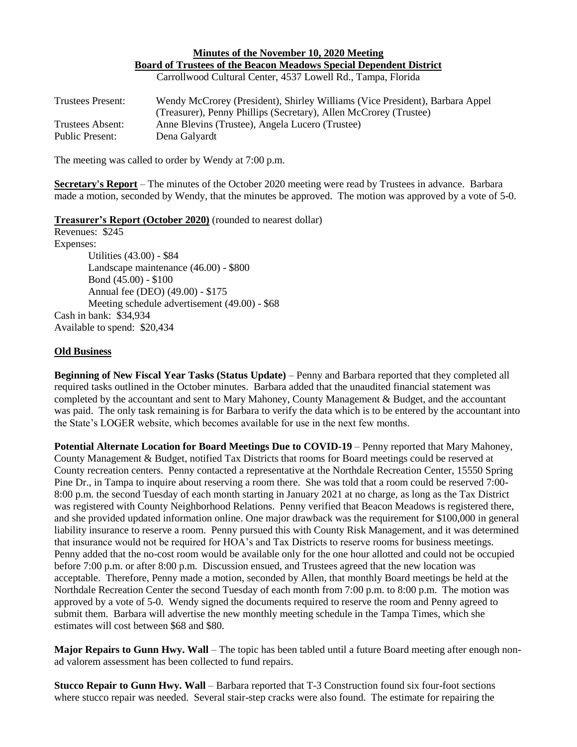# Minutes of the November 10, 2020 Meeting
## Board of Trustees of the Beacon Meadows Special Dependent District

Carrollwood Cultural Center, 4537 Lowell Rd., Tampa, Florida

| | |
|---|---|
| Trustees Present: | Wendy McCrorey (President), Shirley Williams (Vice President), Barbara Appel (Treasurer), Penny Phillips (Secretary), Allen McCrorey (Trustee) |
| Trustees Absent: | Anne Blevins (Trustee), Angela Lucero (Trustee) |
| Public Present: | Dena Galyardt |

The meeting was called to order by Wendy at 7:00 p.m.

**Secretary's Report** – The minutes of the October 2020 meeting were read by Trustees in advance. Barbara made a motion, seconded by Wendy, that the minutes be approved. The motion was approved by a vote of 5-0.

**Treasurer's Report (October 2020)** (rounded to nearest dollar)

Revenues: $245

Expenses:

- Utilities (43.00) - $84
- Landscape maintenance (46.00) - $800
- Bond (45.00) - $100
- Annual fee (DEO) (49.00) - $175
- Meeting schedule advertisement (49.00) - $68

Cash in bank: $34,934

Available to spend: $20,434

**Old Business**

**Beginning of New Fiscal Year Tasks (Status Update)** – Penny and Barbara reported that they completed all required tasks outlined in the October minutes. Barbara added that the unaudited financial statement was completed by the accountant and sent to Mary Mahoney, County Management & Budget, and the accountant was paid. The only task remaining is for Barbara to verify the data which is to be entered by the accountant into the State's LOGER website, which becomes available for use in the next few months.

**Potential Alternate Location for Board Meetings Due to COVID-19** – Penny reported that Mary Mahoney, County Management & Budget, notified Tax Districts that rooms for Board meetings could be reserved at County recreation centers. Penny contacted a representative at the Northdale Recreation Center, 15550 Spring Pine Dr., in Tampa to inquire about reserving a room there. She was told that a room could be reserved 7:00-8:00 p.m. the second Tuesday of each month starting in January 2021 at no charge, as long as the Tax District was registered with County Neighborhood Relations. Penny verified that Beacon Meadows is registered there, and she provided updated information online. One major drawback was the requirement for $100,000 in general liability insurance to reserve a room. Penny pursued this with County Risk Management, and it was determined that insurance would not be required for HOA's and Tax Districts to reserve rooms for business meetings. Penny added that the no-cost room would be available only for the one hour allotted and could not be occupied before 7:00 p.m. or after 8:00 p.m. Discussion ensued, and Trustees agreed that the new location was acceptable. Therefore, Penny made a motion, seconded by Allen, that monthly Board meetings be held at the Northdale Recreation Center the second Tuesday of each month from 7:00 p.m. to 8:00 p.m. The motion was approved by a vote of 5-0. Wendy signed the documents required to reserve the room and Penny agreed to submit them. Barbara will advertise the new monthly meeting schedule in the Tampa Times, which she estimates will cost between $68 and $80.

**Major Repairs to Gunn Hwy. Wall** – The topic has been tabled until a future Board meeting after enough non-ad valorem assessment has been collected to fund repairs.

**Stucco Repair to Gunn Hwy. Wall** – Barbara reported that T-3 Construction found six four-foot sections where stucco repair was needed. Several stair-step cracks were also found. The estimate for repairing the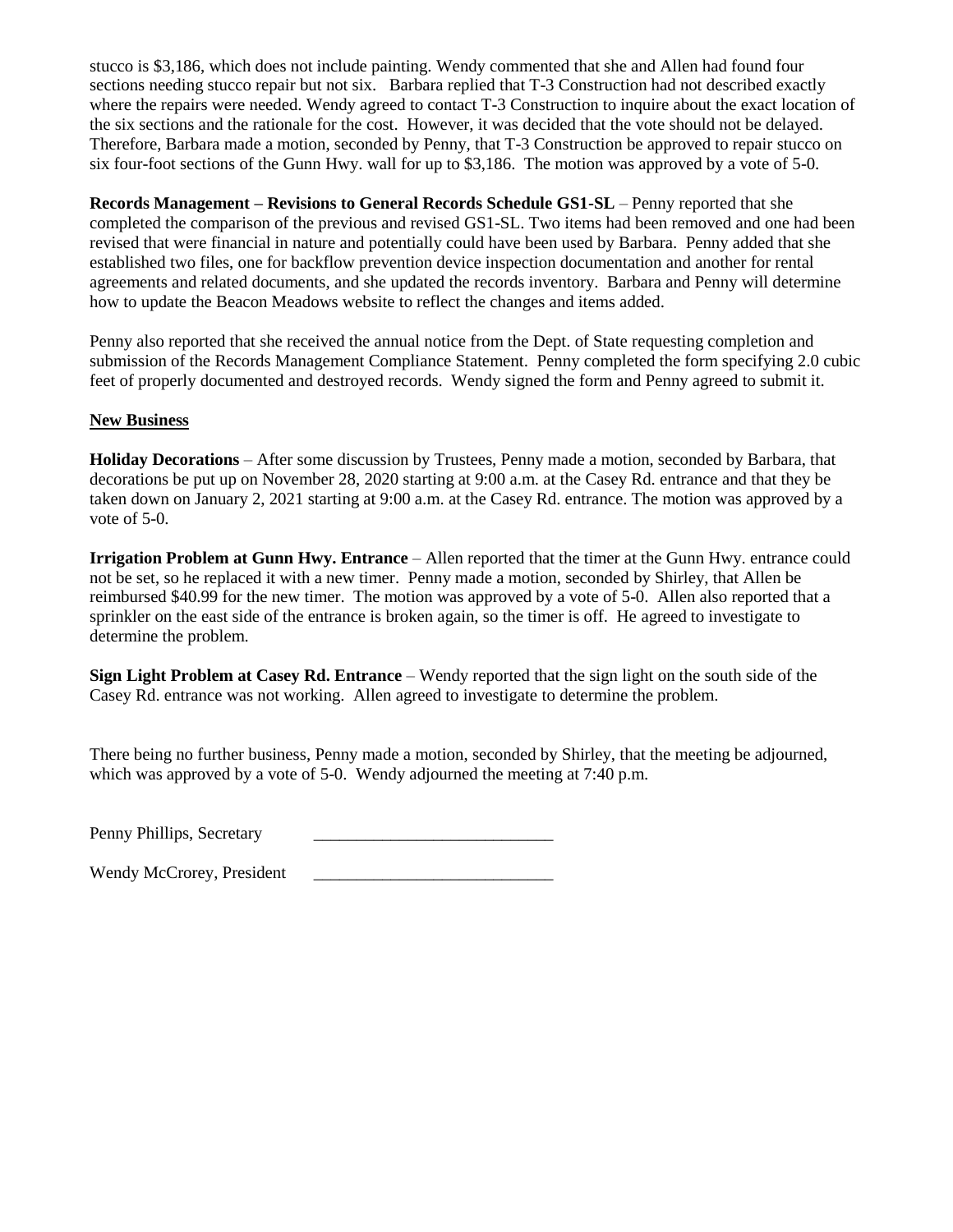stucco is $3,186, which does not include painting. Wendy commented that she and Allen had found four sections needing stucco repair but not six. Barbara replied that T-3 Construction had not described exactly where the repairs were needed. Wendy agreed to contact T-3 Construction to inquire about the exact location of the six sections and the rationale for the cost. However, it was decided that the vote should not be delayed. Therefore, Barbara made a motion, seconded by Penny, that T-3 Construction be approved to repair stucco on six four-foot sections of the Gunn Hwy. wall for up to $3,186. The motion was approved by a vote of 5-0.

**Records Management – Revisions to General Records Schedule GS1-SL** – Penny reported that she completed the comparison of the previous and revised GS1-SL. Two items had been removed and one had been revised that were financial in nature and potentially could have been used by Barbara. Penny added that she established two files, one for backflow prevention device inspection documentation and another for rental agreements and related documents, and she updated the records inventory. Barbara and Penny will determine how to update the Beacon Meadows website to reflect the changes and items added.

Penny also reported that she received the annual notice from the Dept. of State requesting completion and submission of the Records Management Compliance Statement. Penny completed the form specifying 2.0 cubic feet of properly documented and destroyed records. Wendy signed the form and Penny agreed to submit it.

**New Business**

**Holiday Decorations** – After some discussion by Trustees, Penny made a motion, seconded by Barbara, that decorations be put up on November 28, 2020 starting at 9:00 a.m. at the Casey Rd. entrance and that they be taken down on January 2, 2021 starting at 9:00 a.m. at the Casey Rd. entrance. The motion was approved by a vote of 5-0.

**Irrigation Problem at Gunn Hwy. Entrance** – Allen reported that the timer at the Gunn Hwy. entrance could not be set, so he replaced it with a new timer. Penny made a motion, seconded by Shirley, that Allen be reimbursed $40.99 for the new timer. The motion was approved by a vote of 5-0. Allen also reported that a sprinkler on the east side of the entrance is broken again, so the timer is off. He agreed to investigate to determine the problem.

**Sign Light Problem at Casey Rd. Entrance** – Wendy reported that the sign light on the south side of the Casey Rd. entrance was not working. Allen agreed to investigate to determine the problem.

There being no further business, Penny made a motion, seconded by Shirley, that the meeting be adjourned, which was approved by a vote of 5-0. Wendy adjourned the meeting at 7:40 p.m.

Penny Phillips, Secretary \_\_\_\_\_\_\_\_\_\_\_\_\_\_\_\_\_\_\_\_\_\_\_\_\_\_\_\_

Wendy McCrorey, President \_\_\_\_\_\_\_\_\_\_\_\_\_\_\_\_\_\_\_\_\_\_\_\_\_\_\_\_